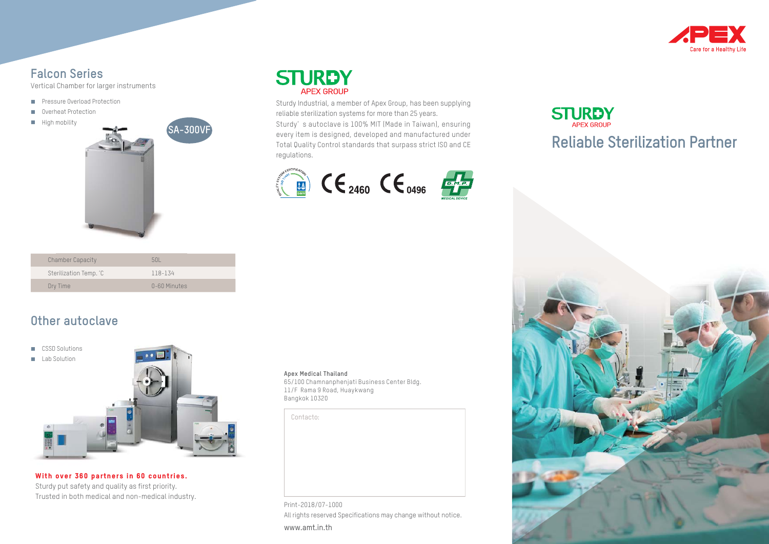## Falcon Series

Vertical Chamber for larger instruments

- Pressure Overload Protection
- Overheat Protection
- High mobility

SA-300VF

| Chamber Capacity | 50L |
|---|---|
| Sterilization Temp. ˚C | 118-134 |
| Dry Time | 0-60 Minutes |

## Other autoclave

- CSSD Solutions
- Lab Solution

**With over 360 partners in 60 countries.**
Sturdy put safety and quality as first priority.
Trusted in both medical and non-medical industry.

## STURDY

APEX GROUP

Sturdy Industrial, a member of Apex Group, has been supplying reliable sterilization systems for more than 25 years.
Sturdy' s autoclave is 100% MIT (Made in Taiwan), ensuring every item is designed, developed and manufactured under Total Quality Control standards that surpass strict ISO and CE regulations.

CE 2460 CE 0496

**Apex Medical Thailand**
65/100 Chamnanphenjati Business Center Bldg.
11/F Rama 9 Road, Huaykwang
Bangkok 10320

Contacto:

Print-2018/07-1000
All rights reserved Specifications may change without notice.

www.amt.in.th

APEX
Care for a Healthy Life

STURDY
APEX GROUP

# Reliable Sterilization Partner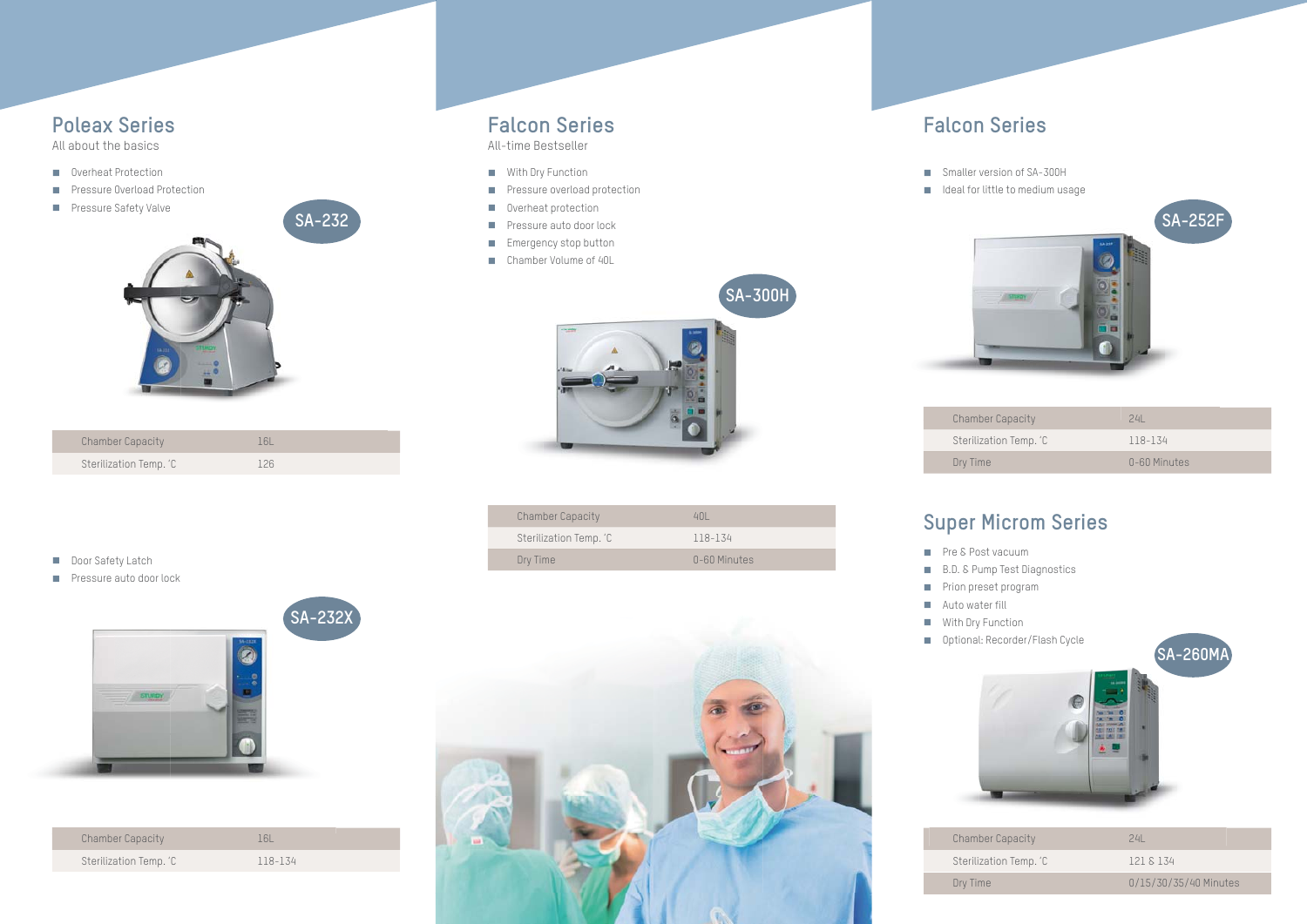## Poleax Series

All about the basics

- Overheat Protection
- Pressure Overload Protection
- Pressure Safety Valve

SA-232

| | |
|---|---|
| Chamber Capacity | 16L |
| Sterilization Temp. °C | 126 |

- Door Safety Latch
- Pressure auto door lock

SA-232X

| | |
|---|---|
| Chamber Capacity | 16L |
| Sterilization Temp. °C | 118-134 |

## Falcon Series

All-time Bestseller

- With Dry Function
- Pressure overload protection
- Overheat protection
- Pressure auto door lock
- Emergency stop button
- Chamber Volume of 40L

SA-300H

| | |
|---|---|
| Chamber Capacity | 40L |
| Sterilization Temp. °C | 118-134 |
| Dry Time | 0-60 Minutes |

## Falcon Series

- Smaller version of SA-300H
- Ideal for little to medium usage

SA-252F

| | |
|---|---|
| Chamber Capacity | 24L |
| Sterilization Temp. °C | 118-134 |
| Dry Time | 0-60 Minutes |

## Super Microm Series

- Pre & Post vacuum
- B.D. & Pump Test Diagnostics
- Prion preset program
- Auto water fill
- With Dry Function
- Optional: Recorder/Flash Cycle

SA-260MA

| | |
|---|---|
| Chamber Capacity | 24L |
| Sterilization Temp. °C | 121 & 134 |
| Dry Time | 0/15/30/35/40 Minutes |